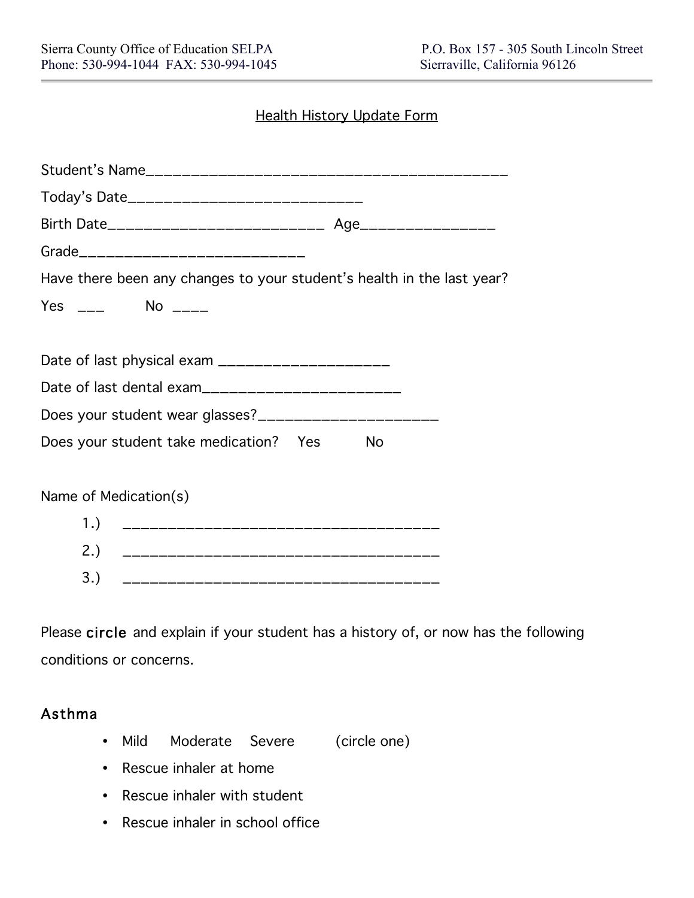Sierra County Office of Education SELPA
Phone: 530-994-1044 FAX: 530-994-1045

P.O. Box 157 - 305 South Lincoln Street
Sierraville, California 96126

## Health History Update Form

Student's Name_____________________________________________

Today's Date_____________________________

Birth Date___________________________ Age________________

Grade____________________________

Have there been any changes to your student's health in the last year?

Yes ___ No ____

Date of last physical exam _____________________

Date of last dental exam________________________

Does your student wear glasses?______________________

Does your student take medication? Yes No

Name of Medication(s)

1.) ______________________________________
2.) ______________________________________
3.) ______________________________________

Please circle and explain if your student has a history of, or now has the following conditions or concerns.

### Asthma

- Mild Moderate Severe (circle one)
- Rescue inhaler at home
- Rescue inhaler with student
- Rescue inhaler in school office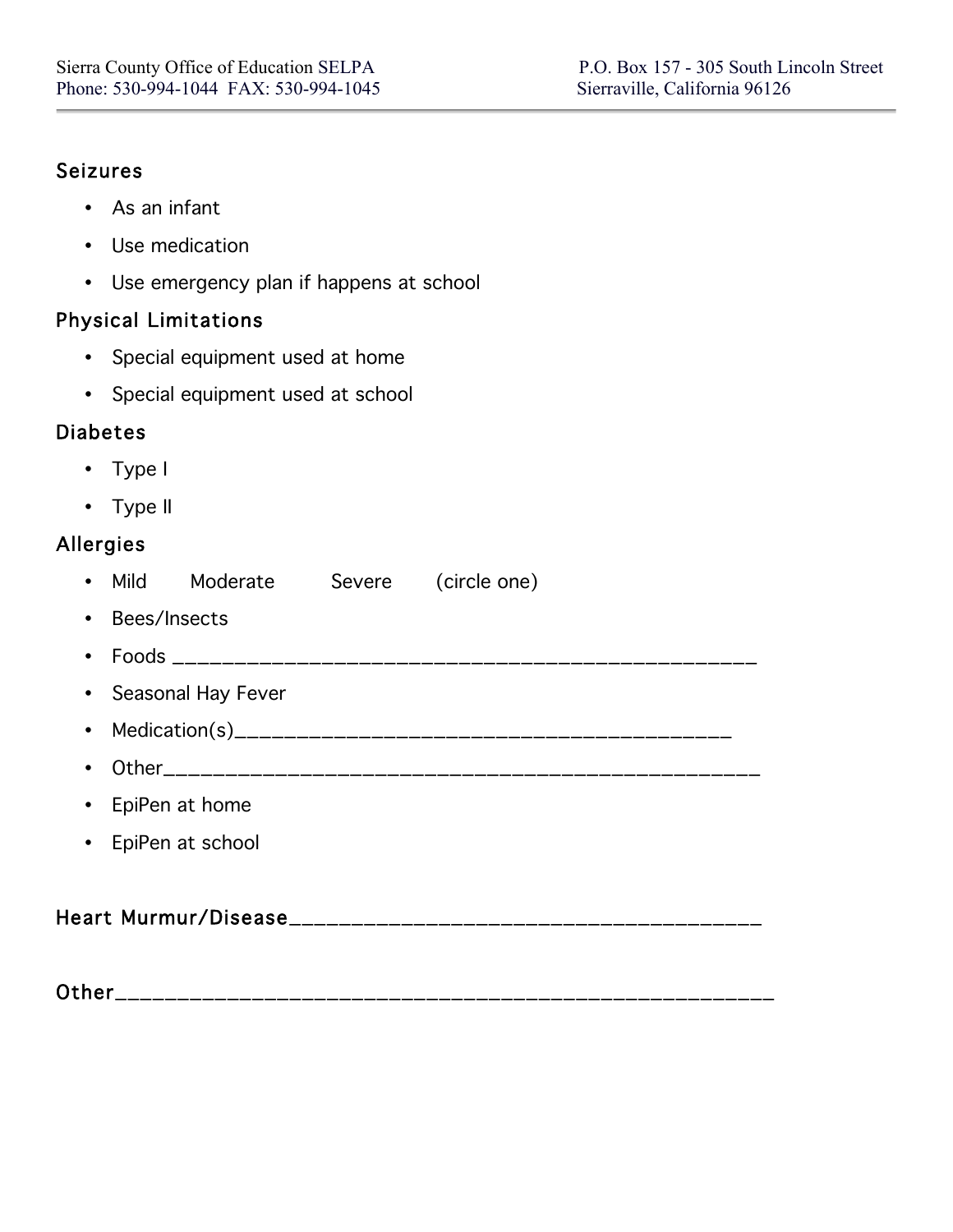## Seizures

- As an infant
- Use medication
- Use emergency plan if happens at school

## Physical Limitations

- Special equipment used at home
- Special equipment used at school

## Diabetes

- Type I
- Type II

## Allergies

- Mild     Moderate     Severe     (circle one)
- Bees/Insects
- Foods ________________________________________________
- Seasonal Hay Fever
- Medication(s)________________________________________
- Other_________________________________________________
- EpiPen at home
- EpiPen at school

Heart Murmur/Disease_______________________________________

Other__________________________________________________________